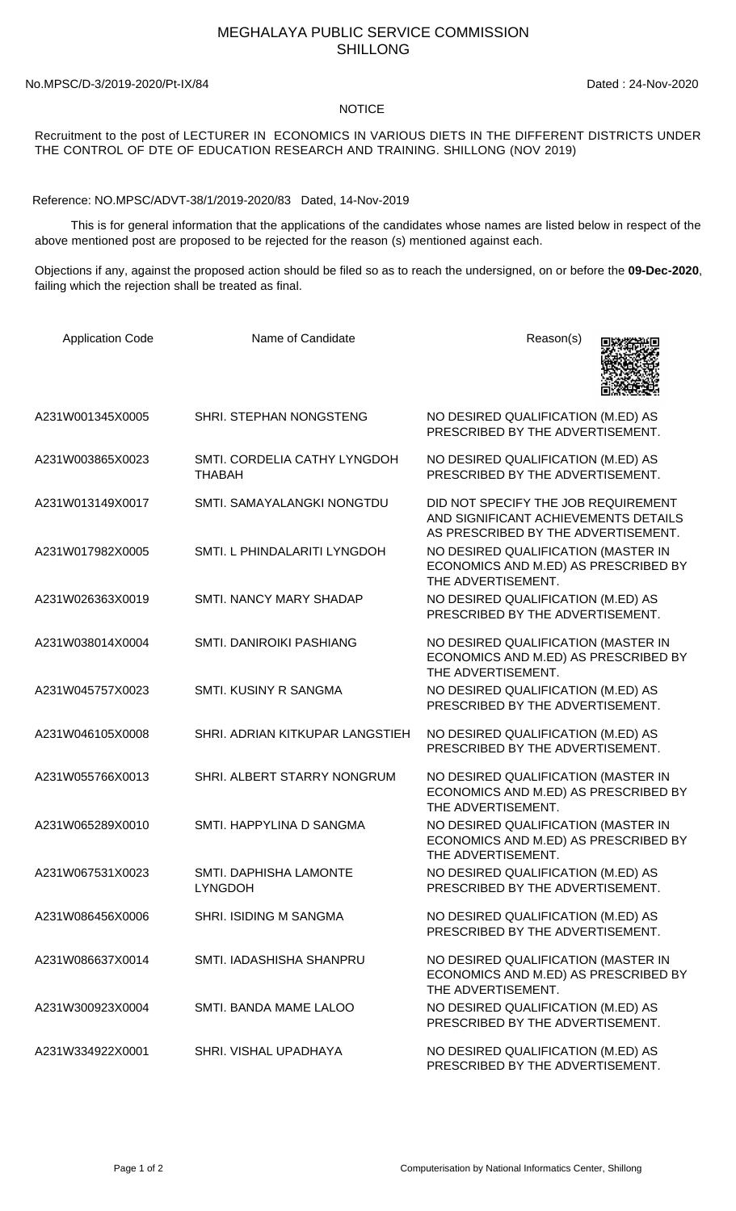# MEGHALAYA PUBLIC SERVICE COMMISSION
# SHILLONG

No.MPSC/D-3/2019-2020/Pt-IX/84 Dated : 24-Nov-2020

## NOTICE

Recruitment to the post of LECTURER IN ECONOMICS IN VARIOUS DIETS IN THE DIFFERENT DISTRICTS UNDER THE CONTROL OF DTE OF EDUCATION RESEARCH AND TRAINING. SHILLONG (NOV 2019)

Reference: NO.MPSC/ADVT-38/1/2019-2020/83 Dated, 14-Nov-2019

This is for general information that the applications of the candidates whose names are listed below in respect of the above mentioned post are proposed to be rejected for the reason (s) mentioned against each.

Objections if any, against the proposed action should be filed so as to reach the undersigned, on or before the **09-Dec-2020**, failing which the rejection shall be treated as final.

| Application Code | Name of Candidate | Reason(s) |
|---|---|---|
| A231W001345X0005 | SHRI. STEPHAN NONGSTENG | NO DESIRED QUALIFICATION (M.ED) AS PRESCRIBED BY THE ADVERTISEMENT. |
| A231W003865X0023 | SMTI. CORDELIA CATHY LYNGDOH THABAH | NO DESIRED QUALIFICATION (M.ED) AS PRESCRIBED BY THE ADVERTISEMENT. |
| A231W013149X0017 | SMTI. SAMAYALANGKI NONGTDU | DID NOT SPECIFY THE JOB REQUIREMENT AND SIGNIFICANT ACHIEVEMENTS DETAILS AS PRESCRIBED BY THE ADVERTISEMENT. |
| A231W017982X0005 | SMTI. L PHINDALARITI LYNGDOH | NO DESIRED QUALIFICATION (MASTER IN ECONOMICS AND M.ED) AS PRESCRIBED BY THE ADVERTISEMENT. |
| A231W026363X0019 | SMTI. NANCY MARY SHADAP | NO DESIRED QUALIFICATION (M.ED) AS PRESCRIBED BY THE ADVERTISEMENT. |
| A231W038014X0004 | SMTI. DANIROIKI PASHIANG | NO DESIRED QUALIFICATION (MASTER IN ECONOMICS AND M.ED) AS PRESCRIBED BY THE ADVERTISEMENT. |
| A231W045757X0023 | SMTI. KUSINY R SANGMA | NO DESIRED QUALIFICATION (M.ED) AS PRESCRIBED BY THE ADVERTISEMENT. |
| A231W046105X0008 | SHRI. ADRIAN KITKUPAR LANGSTIEH | NO DESIRED QUALIFICATION (M.ED) AS PRESCRIBED BY THE ADVERTISEMENT. |
| A231W055766X0013 | SHRI. ALBERT STARRY NONGRUM | NO DESIRED QUALIFICATION (MASTER IN ECONOMICS AND M.ED) AS PRESCRIBED BY THE ADVERTISEMENT. |
| A231W065289X0010 | SMTI. HAPPYLINA D SANGMA | NO DESIRED QUALIFICATION (MASTER IN ECONOMICS AND M.ED) AS PRESCRIBED BY THE ADVERTISEMENT. |
| A231W067531X0023 | SMTI. DAPHISHA LAMONTE LYNGDOH | NO DESIRED QUALIFICATION (M.ED) AS PRESCRIBED BY THE ADVERTISEMENT. |
| A231W086456X0006 | SHRI. ISIDING M SANGMA | NO DESIRED QUALIFICATION (M.ED) AS PRESCRIBED BY THE ADVERTISEMENT. |
| A231W086637X0014 | SMTI. IADASHISHA SHANPRU | NO DESIRED QUALIFICATION (MASTER IN ECONOMICS AND M.ED) AS PRESCRIBED BY THE ADVERTISEMENT. |
| A231W300923X0004 | SMTI. BANDA MAME LALOO | NO DESIRED QUALIFICATION (M.ED) AS PRESCRIBED BY THE ADVERTISEMENT. |
| A231W334922X0001 | SHRI. VISHAL UPADHAYA | NO DESIRED QUALIFICATION (M.ED) AS PRESCRIBED BY THE ADVERTISEMENT. |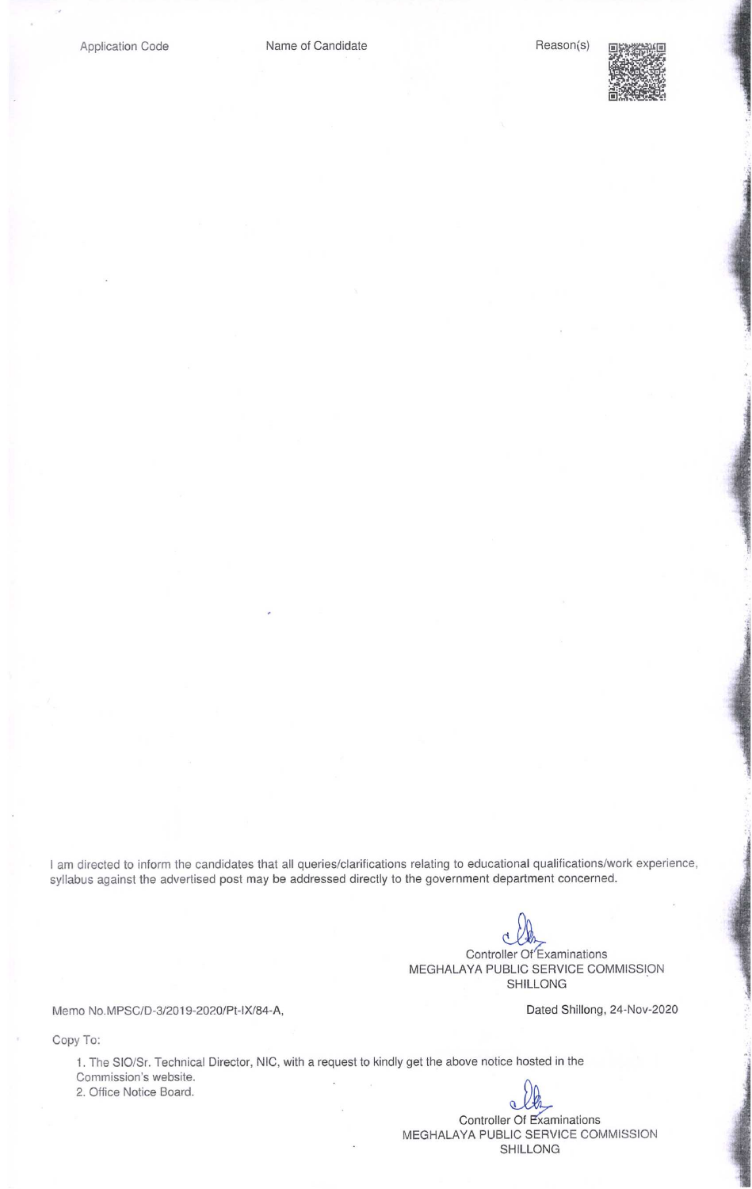| Application Code | Name of Candidate | Reason(s) |
| --- | --- | --- |

I am directed to inform the candidates that all queries/clarifications relating to educational qualifications/work experience, syllabus against the advertised post may be addressed directly to the government department concerned.

Controller Of Examinations
MEGHALAYA PUBLIC SERVICE COMMISSION
SHILLONG

Memo No.MPSC/D-3/2019-2020/Pt-IX/84-A,

Dated Shillong, 24-Nov-2020

Copy To:

1. The SIO/Sr. Technical Director, NIC, with a request to kindly get the above notice hosted in the Commission's website.
2. Office Notice Board.

Controller Of Examinations
MEGHALAYA PUBLIC SERVICE COMMISSION
SHILLONG